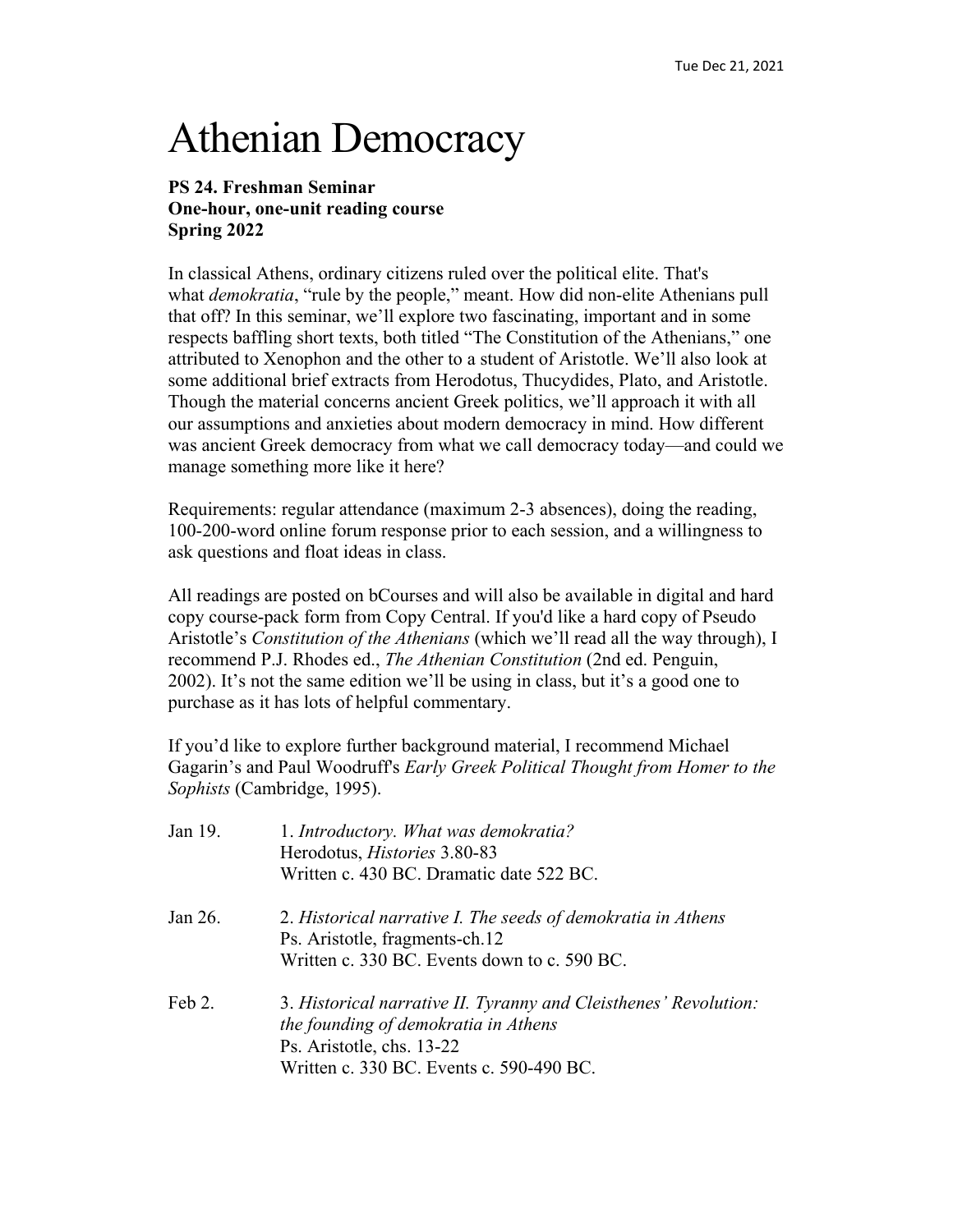Tue Dec 21, 2021

# Athenian Democracy

**PS 24. Freshman Seminar**
**One-hour, one-unit reading course**
**Spring 2022**

In classical Athens, ordinary citizens ruled over the political elite. That's what *demokratia*, "rule by the people," meant. How did non-elite Athenians pull that off? In this seminar, we'll explore two fascinating, important and in some respects baffling short texts, both titled "The Constitution of the Athenians," one attributed to Xenophon and the other to a student of Aristotle. We'll also look at some additional brief extracts from Herodotus, Thucydides, Plato, and Aristotle. Though the material concerns ancient Greek politics, we'll approach it with all our assumptions and anxieties about modern democracy in mind. How different was ancient Greek democracy from what we call democracy today—and could we manage something more like it here?

Requirements: regular attendance (maximum 2-3 absences), doing the reading, 100-200-word online forum response prior to each session, and a willingness to ask questions and float ideas in class.

All readings are posted on bCourses and will also be available in digital and hard copy course-pack form from Copy Central. If you'd like a hard copy of Pseudo Aristotle's *Constitution of the Athenians* (which we'll read all the way through), I recommend P.J. Rhodes ed., *The Athenian Constitution* (2nd ed. Penguin, 2002). It's not the same edition we'll be using in class, but it's a good one to purchase as it has lots of helpful commentary.

If you'd like to explore further background material, I recommend Michael Gagarin's and Paul Woodruff's *Early Greek Political Thought from Homer to the Sophists* (Cambridge, 1995).

Jan 19. 1. *Introductory. What was demokratia?*
Herodotus, *Histories* 3.80-83
Written c. 430 BC. Dramatic date 522 BC.

Jan 26. 2. *Historical narrative I. The seeds of demokratia in Athens*
Ps. Aristotle, fragments-ch.12
Written c. 330 BC. Events down to c. 590 BC.

Feb 2. 3. *Historical narrative II. Tyranny and Cleisthenes' Revolution: the founding of demokratia in Athens*
Ps. Aristotle, chs. 13-22
Written c. 330 BC. Events c. 590-490 BC.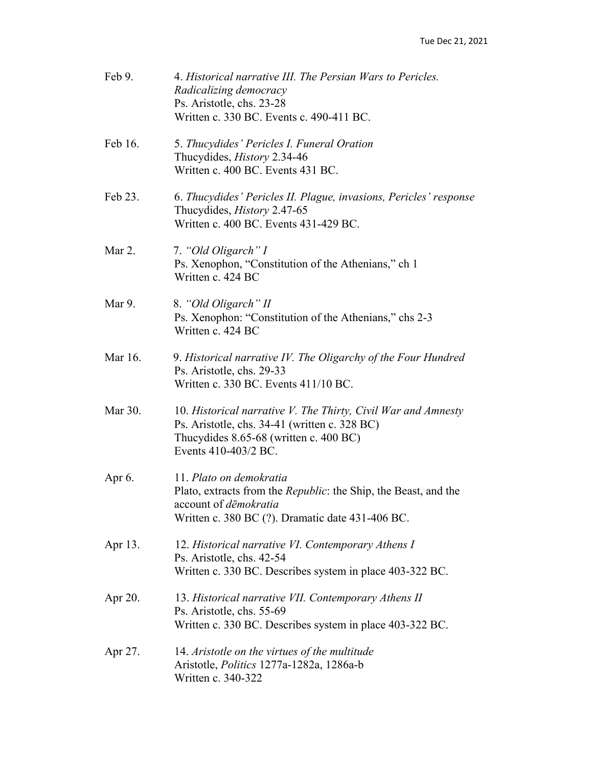Feb 9. 4. *Historical narrative III. The Persian Wars to Pericles. Radicalizing democracy*
Ps. Aristotle, chs. 23-28
Written c. 330 BC. Events c. 490-411 BC.

Feb 16. 5. *Thucydides' Pericles I. Funeral Oration*
Thucydides, *History* 2.34-46
Written c. 400 BC. Events 431 BC.

Feb 23. 6. *Thucydides' Pericles II. Plague, invasions, Pericles' response*
Thucydides, *History* 2.47-65
Written c. 400 BC. Events 431-429 BC.

Mar 2. 7. *"Old Oligarch" I*
Ps. Xenophon, "Constitution of the Athenians," ch 1
Written c. 424 BC

Mar 9. 8. *"Old Oligarch" II*
Ps. Xenophon: "Constitution of the Athenians," chs 2-3
Written c. 424 BC

Mar 16. 9. *Historical narrative IV. The Oligarchy of the Four Hundred*
Ps. Aristotle, chs. 29-33
Written c. 330 BC. Events 411/10 BC.

Mar 30. 10. *Historical narrative V. The Thirty, Civil War and Amnesty*
Ps. Aristotle, chs. 34-41 (written c. 328 BC)
Thucydides 8.65-68 (written c. 400 BC)
Events 410-403/2 BC.

Apr 6. 11. *Plato on demokratia*
Plato, extracts from the *Republic*: the Ship, the Beast, and the account of *dēmokratia*
Written c. 380 BC (?). Dramatic date 431-406 BC.

Apr 13. 12. *Historical narrative VI. Contemporary Athens I*
Ps. Aristotle, chs. 42-54
Written c. 330 BC. Describes system in place 403-322 BC.

Apr 20. 13. *Historical narrative VII. Contemporary Athens II*
Ps. Aristotle, chs. 55-69
Written c. 330 BC. Describes system in place 403-322 BC.

Apr 27. 14. *Aristotle on the virtues of the multitude*
Aristotle, *Politics* 1277a-1282a, 1286a-b
Written c. 340-322